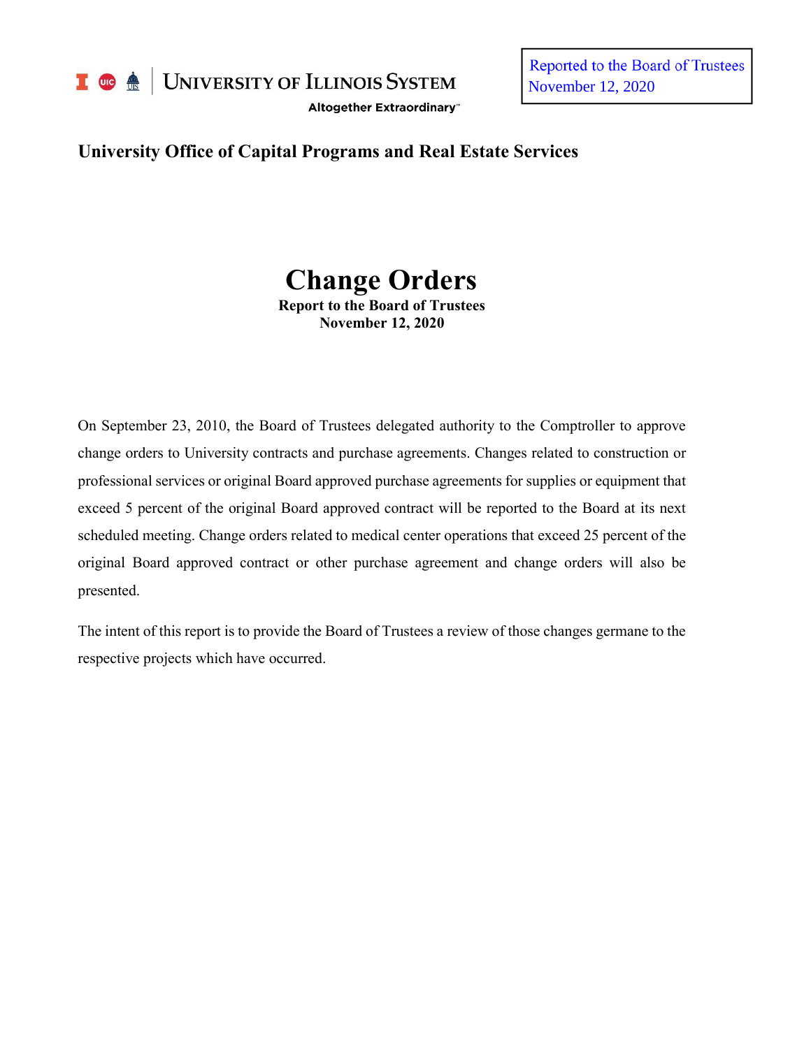University of Illinois System

Altogether Extraordinary™

Reported to the Board of Trustees
November 12, 2020

**University Office of Capital Programs and Real Estate Services**

# Change Orders

**Report to the Board of Trustees**
**November 12, 2020**

On September 23, 2010, the Board of Trustees delegated authority to the Comptroller to approve change orders to University contracts and purchase agreements. Changes related to construction or professional services or original Board approved purchase agreements for supplies or equipment that exceed 5 percent of the original Board approved contract will be reported to the Board at its next scheduled meeting. Change orders related to medical center operations that exceed 25 percent of the original Board approved contract or other purchase agreement and change orders will also be presented.

The intent of this report is to provide the Board of Trustees a review of those changes germane to the respective projects which have occurred.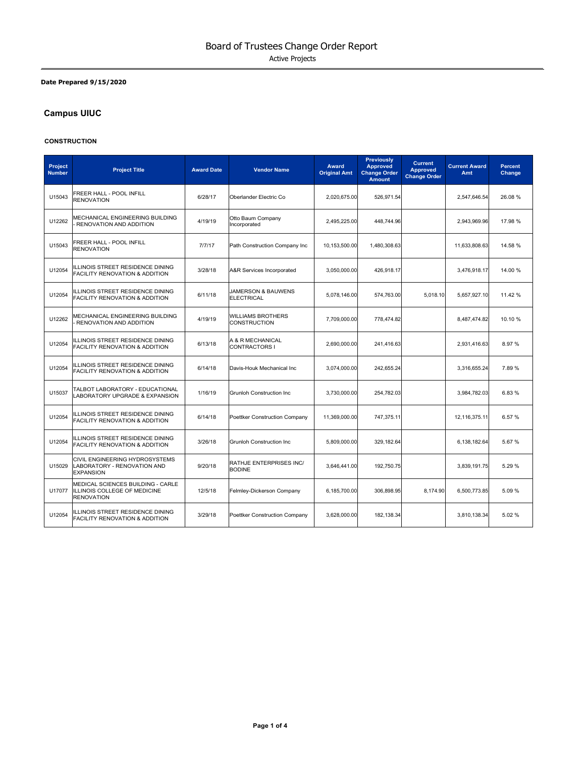# Board of Trustees Change Order Report

Active Projects

**Date Prepared 9/15/2020**

## Campus UIUC

### CONSTRUCTION

| Project Number | Project Title | Award Date | Vendor Name | Award Original Amt | Previously Approved Change Order Amount | Current Approved Change Order | Current Award Amt | Percent Change |
|---|---|---|---|---|---|---|---|---|
| U15043 | FREER HALL - POOL INFILL RENOVATION | 6/28/17 | Oberlander Electric Co | 2,020,675.00 | 526,971.54 | | 2,547,646.54 | 26.08 % |
| U12262 | MECHANICAL ENGINEERING BUILDING - RENOVATION AND ADDITION | 4/19/19 | Otto Baum Company Incorporated | 2,495,225.00 | 448,744.96 | | 2,943,969.96 | 17.98 % |
| U15043 | FREER HALL - POOL INFILL RENOVATION | 7/7/17 | Path Construction Company Inc | 10,153,500.00 | 1,480,308.63 | | 11,633,808.63 | 14.58 % |
| U12054 | ILLINOIS STREET RESIDENCE DINING FACILITY RENOVATION & ADDITION | 3/28/18 | A&R Services Incorporated | 3,050,000.00 | 426,918.17 | | 3,476,918.17 | 14.00 % |
| U12054 | ILLINOIS STREET RESIDENCE DINING FACILITY RENOVATION & ADDITION | 6/11/18 | JAMERSON & BAUWENS ELECTRICAL | 5,078,146.00 | 574,763.00 | 5,018.10 | 5,657,927.10 | 11.42 % |
| U12262 | MECHANICAL ENGINEERING BUILDING - RENOVATION AND ADDITION | 4/19/19 | WILLIAMS BROTHERS CONSTRUCTION | 7,709,000.00 | 778,474.82 | | 8,487,474.82 | 10.10 % |
| U12054 | ILLINOIS STREET RESIDENCE DINING FACILITY RENOVATION & ADDITION | 6/13/18 | A & R MECHANICAL CONTRACTORS I | 2,690,000.00 | 241,416.63 | | 2,931,416.63 | 8.97 % |
| U12054 | ILLINOIS STREET RESIDENCE DINING FACILITY RENOVATION & ADDITION | 6/14/18 | Davis-Houk Mechanical Inc | 3,074,000.00 | 242,655.24 | | 3,316,655.24 | 7.89 % |
| U15037 | TALBOT LABORATORY - EDUCATIONAL LABORATORY UPGRADE & EXPANSION | 1/16/19 | Grunloh Construction Inc | 3,730,000.00 | 254,782.03 | | 3,984,782.03 | 6.83 % |
| U12054 | ILLINOIS STREET RESIDENCE DINING FACILITY RENOVATION & ADDITION | 6/14/18 | Poettker Construction Company | 11,369,000.00 | 747,375.11 | | 12,116,375.11 | 6.57 % |
| U12054 | ILLINOIS STREET RESIDENCE DINING FACILITY RENOVATION & ADDITION | 3/26/18 | Grunloh Construction Inc | 5,809,000.00 | 329,182.64 | | 6,138,182.64 | 5.67 % |
| U15029 | CIVIL ENGINEERING HYDROSYSTEMS LABORATORY - RENOVATION AND EXPANSION | 9/20/18 | RATHJE ENTERPRISES INC/ BODINE | 3,646,441.00 | 192,750.75 | | 3,839,191.75 | 5.29 % |
| U17077 | MEDICAL SCIENCES BUILDING - CARLE ILLINOIS COLLEGE OF MEDICINE RENOVATION | 12/5/18 | Felmley-Dickerson Company | 6,185,700.00 | 306,898.95 | 8,174.90 | 6,500,773.85 | 5.09 % |
| U12054 | ILLINOIS STREET RESIDENCE DINING FACILITY RENOVATION & ADDITION | 3/29/18 | Poettker Construction Company | 3,628,000.00 | 182,138.34 | | 3,810,138.34 | 5.02 % |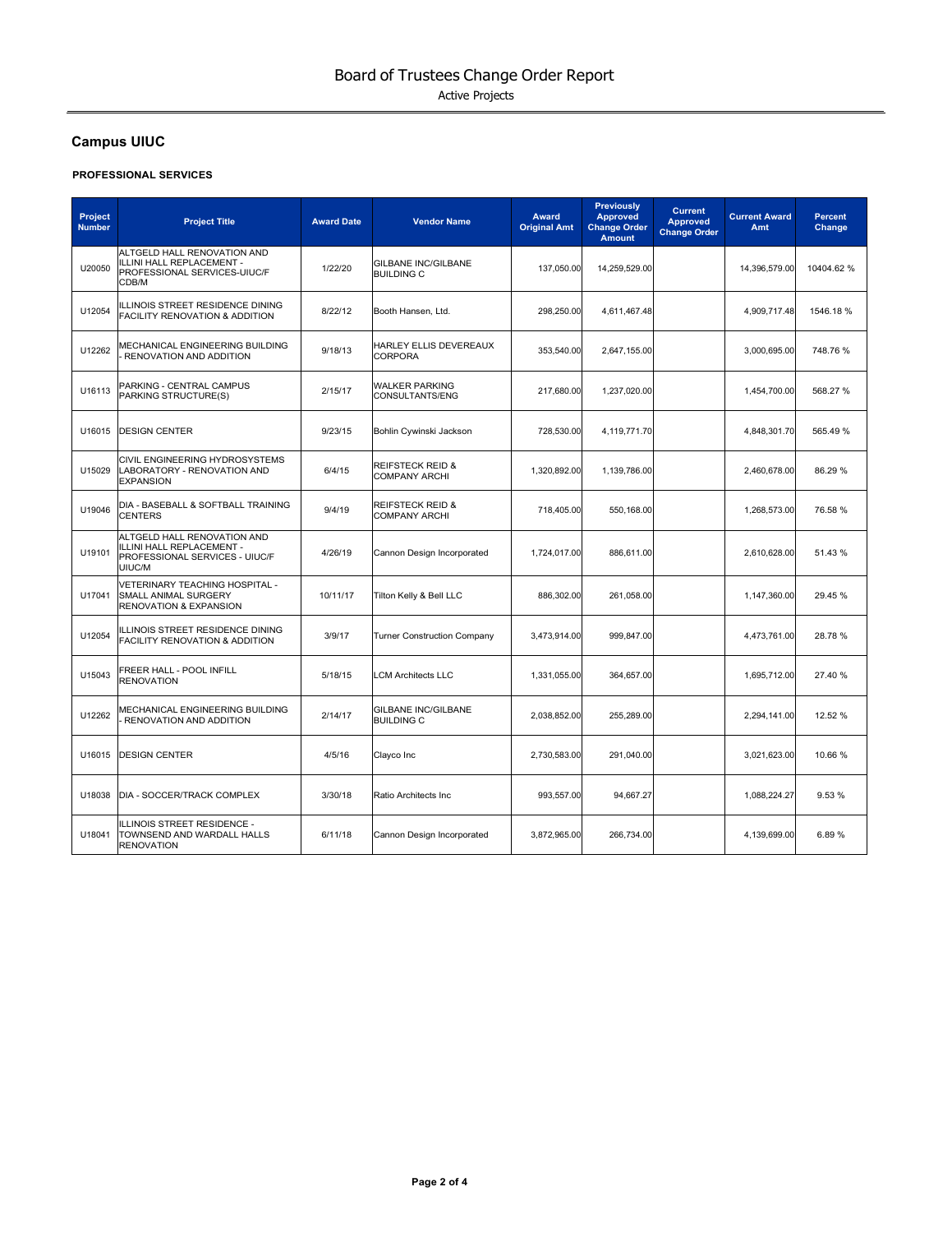# Board of Trustees Change Order Report

Active Projects

## Campus UIUC

### PROFESSIONAL SERVICES

| Project Number | Project Title | Award Date | Vendor Name | Award Original Amt | Previously Approved Change Order Amount | Current Approved Change Order | Current Award Amt | Percent Change |
|---|---|---|---|---|---|---|---|---|
| U20050 | ALTGELD HALL RENOVATION AND ILLINI HALL REPLACEMENT - PROFESSIONAL SERVICES-UIUC/F CDB/M | 1/22/20 | GILBANE INC/GILBANE BUILDING C | 137,050.00 | 14,259,529.00 | | 14,396,579.00 | 10404.62 % |
| U12054 | ILLINOIS STREET RESIDENCE DINING FACILITY RENOVATION & ADDITION | 8/22/12 | Booth Hansen, Ltd. | 298,250.00 | 4,611,467.48 | | 4,909,717.48 | 1546.18 % |
| U12262 | MECHANICAL ENGINEERING BUILDING - RENOVATION AND ADDITION | 9/18/13 | HARLEY ELLIS DEVEREAUX CORPORA | 353,540.00 | 2,647,155.00 | | 3,000,695.00 | 748.76 % |
| U16113 | PARKING - CENTRAL CAMPUS PARKING STRUCTURE(S) | 2/15/17 | WALKER PARKING CONSULTANTS/ENG | 217,680.00 | 1,237,020.00 | | 1,454,700.00 | 568.27 % |
| U16015 | DESIGN CENTER | 9/23/15 | Bohlin Cywinski Jackson | 728,530.00 | 4,119,771.70 | | 4,848,301.70 | 565.49 % |
| U15029 | CIVIL ENGINEERING HYDROSYSTEMS LABORATORY - RENOVATION AND EXPANSION | 6/4/15 | REIFSTECK REID & COMPANY ARCHI | 1,320,892.00 | 1,139,786.00 | | 2,460,678.00 | 86.29 % |
| U19046 | DIA - BASEBALL & SOFTBALL TRAINING CENTERS | 9/4/19 | REIFSTECK REID & COMPANY ARCHI | 718,405.00 | 550,168.00 | | 1,268,573.00 | 76.58 % |
| U19101 | ALTGELD HALL RENOVATION AND ILLINI HALL REPLACEMENT - PROFESSIONAL SERVICES - UIUC/F UIUC/M | 4/26/19 | Cannon Design Incorporated | 1,724,017.00 | 886,611.00 | | 2,610,628.00 | 51.43 % |
| U17041 | VETERINARY TEACHING HOSPITAL - SMALL ANIMAL SURGERY RENOVATION & EXPANSION | 10/11/17 | Tilton Kelly & Bell LLC | 886,302.00 | 261,058.00 | | 1,147,360.00 | 29.45 % |
| U12054 | ILLINOIS STREET RESIDENCE DINING FACILITY RENOVATION & ADDITION | 3/9/17 | Turner Construction Company | 3,473,914.00 | 999,847.00 | | 4,473,761.00 | 28.78 % |
| U15043 | FREER HALL - POOL INFILL RENOVATION | 5/18/15 | LCM Architects LLC | 1,331,055.00 | 364,657.00 | | 1,695,712.00 | 27.40 % |
| U12262 | MECHANICAL ENGINEERING BUILDING - RENOVATION AND ADDITION | 2/14/17 | GILBANE INC/GILBANE BUILDING C | 2,038,852.00 | 255,289.00 | | 2,294,141.00 | 12.52 % |
| U16015 | DESIGN CENTER | 4/5/16 | Clayco Inc | 2,730,583.00 | 291,040.00 | | 3,021,623.00 | 10.66 % |
| U18038 | DIA - SOCCER/TRACK COMPLEX | 3/30/18 | Ratio Architects Inc | 993,557.00 | 94,667.27 | | 1,088,224.27 | 9.53 % |
| U18041 | ILLINOIS STREET RESIDENCE - TOWNSEND AND WARDALL HALLS RENOVATION | 6/11/18 | Cannon Design Incorporated | 3,872,965.00 | 266,734.00 | | 4,139,699.00 | 6.89 % |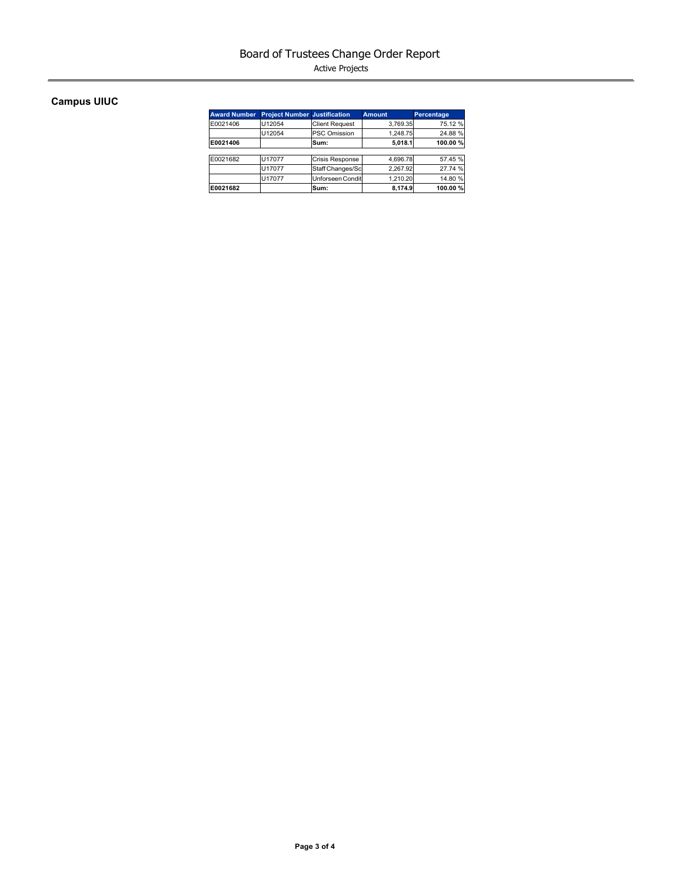# Board of Trustees Change Order Report

Active Projects

## Campus UIUC

| Award Number | Project Number | Justification | Amount | Percentage |
|---|---|---|---|---|
| E0021406 | U12054 | Client Request | 3,769.35 | 75.12 % |
| | U12054 | PSC Omission | 1,248.75 | 24.88 % |
| **E0021406** | | **Sum:** | **5,018.1** | **100.00 %** |
| | | | | |
| E0021682 | U17077 | Crisis Response | 4,696.78 | 57.45 % |
| | U17077 | Staff Changes/Sc | 2,267.92 | 27.74 % |
| | U17077 | Unforseen Condit | 1,210.20 | 14.80 % |
| **E0021682** | | **Sum:** | **8,174.9** | **100.00 %** |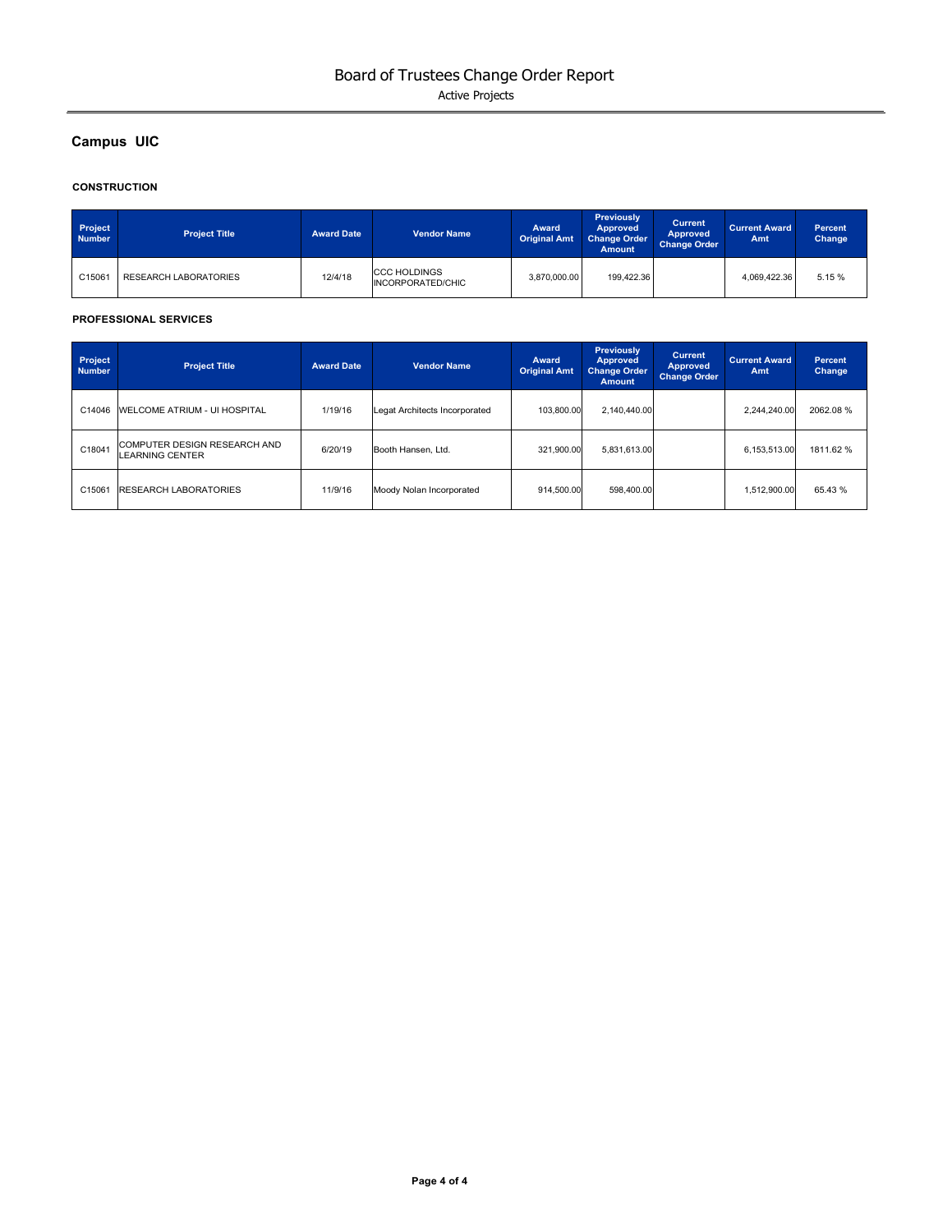# Board of Trustees Change Order Report

Active Projects

## Campus UIC

### CONSTRUCTION

| Project Number | Project Title | Award Date | Vendor Name | Award Original Amt | Previously Approved Change Order Amount | Current Approved Change Order | Current Award Amt | Percent Change |
|---|---|---|---|---|---|---|---|---|
| C15061 | RESEARCH LABORATORIES | 12/4/18 | CCC HOLDINGS INCORPORATED/CHIC | 3,870,000.00 | 199,422.36 | | 4,069,422.36 | 5.15 % |

### PROFESSIONAL SERVICES

| Project Number | Project Title | Award Date | Vendor Name | Award Original Amt | Previously Approved Change Order Amount | Current Approved Change Order | Current Award Amt | Percent Change |
|---|---|---|---|---|---|---|---|---|
| C14046 | WELCOME ATRIUM - UI HOSPITAL | 1/19/16 | Legat Architects Incorporated | 103,800.00 | 2,140,440.00 | | 2,244,240.00 | 2062.08 % |
| C18041 | COMPUTER DESIGN RESEARCH AND LEARNING CENTER | 6/20/19 | Booth Hansen, Ltd. | 321,900.00 | 5,831,613.00 | | 6,153,513.00 | 1811.62 % |
| C15061 | RESEARCH LABORATORIES | 11/9/16 | Moody Nolan Incorporated | 914,500.00 | 598,400.00 | | 1,512,900.00 | 65.43 % |